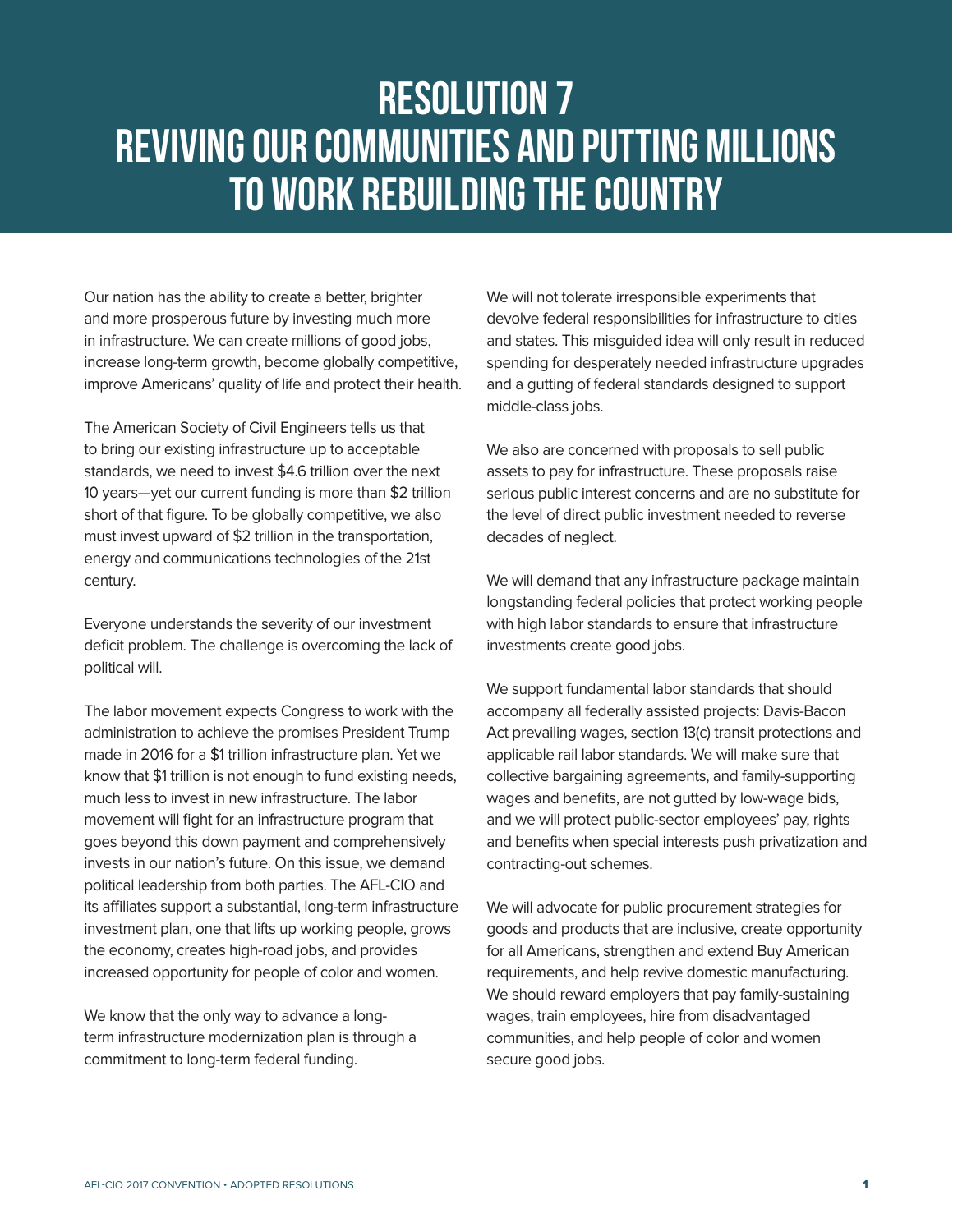# RESOLUTION 7
# REVIVING OUR COMMUNITIES AND PUTTING MILLIONS TO WORK REBUILDING THE COUNTRY

Our nation has the ability to create a better, brighter and more prosperous future by investing much more in infrastructure. We can create millions of good jobs, increase long-term growth, become globally competitive, improve Americans' quality of life and protect their health.

The American Society of Civil Engineers tells us that to bring our existing infrastructure up to acceptable standards, we need to invest $4.6 trillion over the next 10 years—yet our current funding is more than $2 trillion short of that figure. To be globally competitive, we also must invest upward of $2 trillion in the transportation, energy and communications technologies of the 21st century.

Everyone understands the severity of our investment deficit problem. The challenge is overcoming the lack of political will.

The labor movement expects Congress to work with the administration to achieve the promises President Trump made in 2016 for a $1 trillion infrastructure plan. Yet we know that $1 trillion is not enough to fund existing needs, much less to invest in new infrastructure. The labor movement will fight for an infrastructure program that goes beyond this down payment and comprehensively invests in our nation's future. On this issue, we demand political leadership from both parties. The AFL-CIO and its affiliates support a substantial, long-term infrastructure investment plan, one that lifts up working people, grows the economy, creates high-road jobs, and provides increased opportunity for people of color and women.

We know that the only way to advance a long-term infrastructure modernization plan is through a commitment to long-term federal funding.

We will not tolerate irresponsible experiments that devolve federal responsibilities for infrastructure to cities and states. This misguided idea will only result in reduced spending for desperately needed infrastructure upgrades and a gutting of federal standards designed to support middle-class jobs.

We also are concerned with proposals to sell public assets to pay for infrastructure. These proposals raise serious public interest concerns and are no substitute for the level of direct public investment needed to reverse decades of neglect.

We will demand that any infrastructure package maintain longstanding federal policies that protect working people with high labor standards to ensure that infrastructure investments create good jobs.

We support fundamental labor standards that should accompany all federally assisted projects: Davis-Bacon Act prevailing wages, section 13(c) transit protections and applicable rail labor standards. We will make sure that collective bargaining agreements, and family-supporting wages and benefits, are not gutted by low-wage bids, and we will protect public-sector employees' pay, rights and benefits when special interests push privatization and contracting-out schemes.

We will advocate for public procurement strategies for goods and products that are inclusive, create opportunity for all Americans, strengthen and extend Buy American requirements, and help revive domestic manufacturing. We should reward employers that pay family-sustaining wages, train employees, hire from disadvantaged communities, and help people of color and women secure good jobs.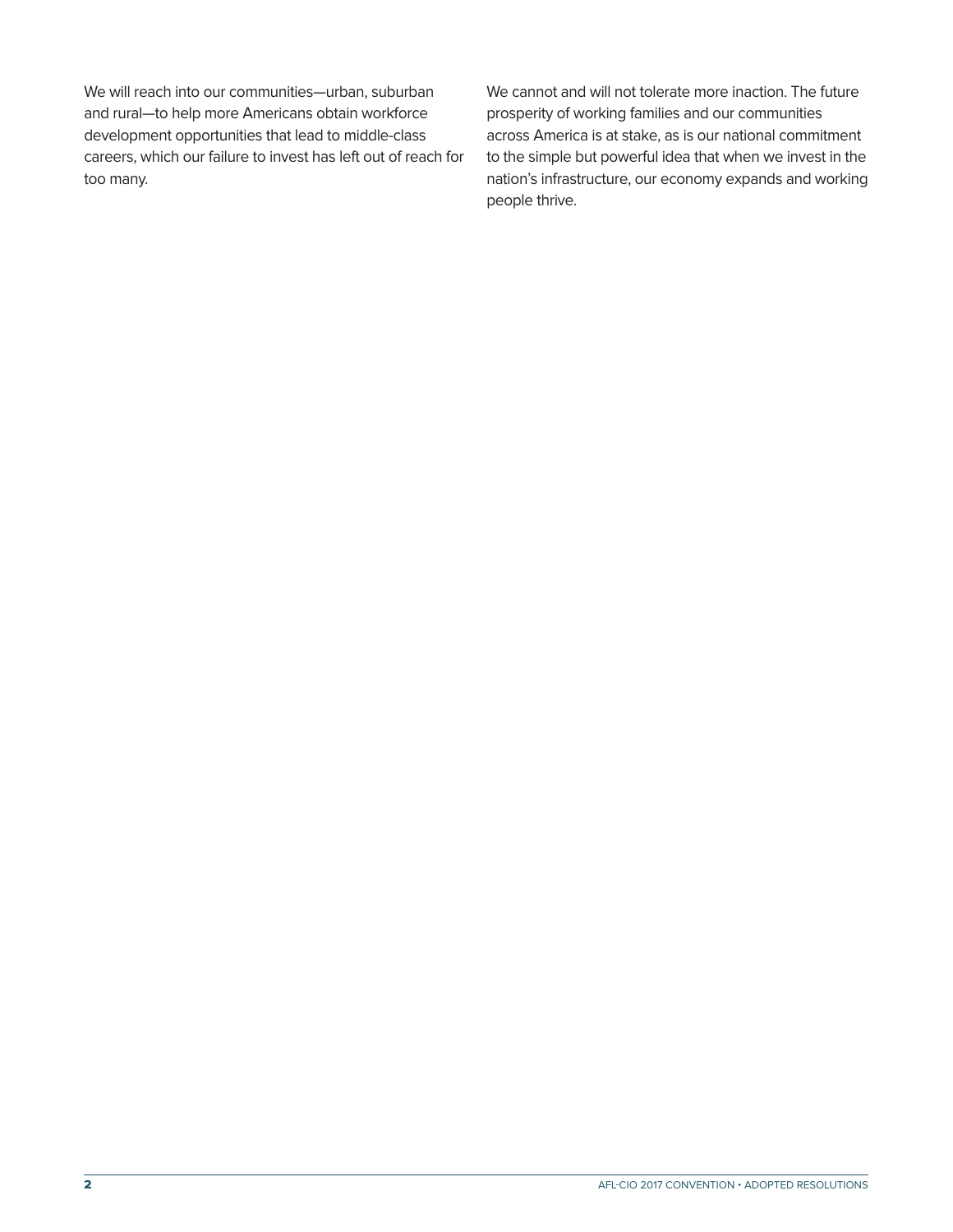We will reach into our communities—urban, suburban and rural—to help more Americans obtain workforce development opportunities that lead to middle-class careers, which our failure to invest has left out of reach for too many.

We cannot and will not tolerate more inaction. The future prosperity of working families and our communities across America is at stake, as is our national commitment to the simple but powerful idea that when we invest in the nation's infrastructure, our economy expands and working people thrive.